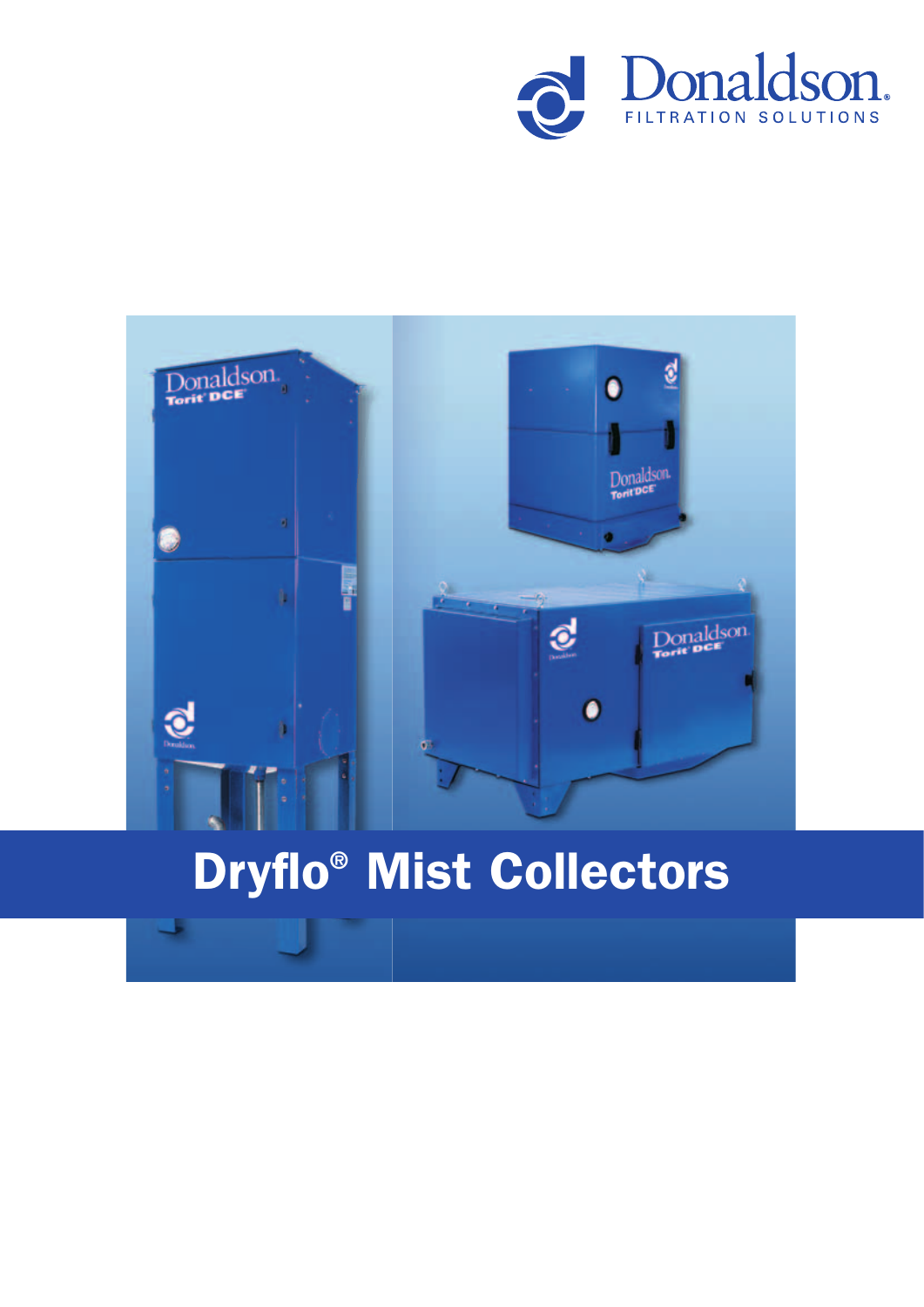Donaldson.
FILTRATION SOLUTIONS

# Dryflo® Mist Collectors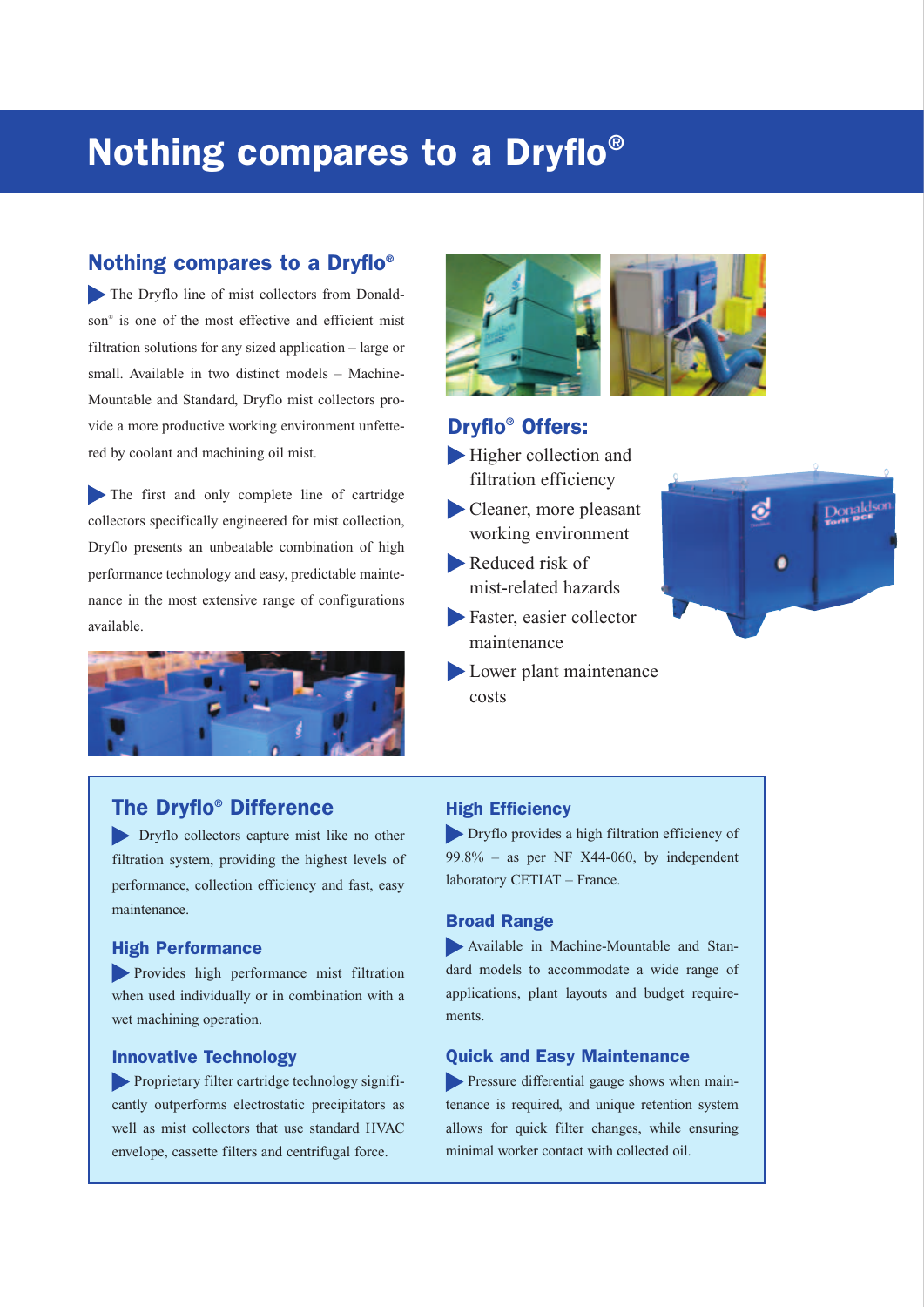# Nothing compares to a Dryflo®

## Nothing compares to a Dryflo®

The Dryflo line of mist collectors from Donaldson® is one of the most effective and efficient mist filtration solutions for any sized application – large or small. Available in two distinct models – Machine-Mountable and Standard, Dryflo mist collectors provide a more productive working environment unfettered by coolant and machining oil mist.

The first and only complete line of cartridge collectors specifically engineered for mist collection, Dryflo presents an unbeatable combination of high performance technology and easy, predictable maintenance in the most extensive range of configurations available.

## Dryflo® Offers:

- Higher collection and filtration efficiency
- Cleaner, more pleasant working environment
- Reduced risk of mist-related hazards
- Faster, easier collector maintenance
- Lower plant maintenance costs

## The Dryflo® Difference

Dryflo collectors capture mist like no other filtration system, providing the highest levels of performance, collection efficiency and fast, easy maintenance.

### High Performance

Provides high performance mist filtration when used individually or in combination with a wet machining operation.

### Innovative Technology

Proprietary filter cartridge technology significantly outperforms electrostatic precipitators as well as mist collectors that use standard HVAC envelope, cassette filters and centrifugal force.

### High Efficiency

Dryflo provides a high filtration efficiency of 99.8% – as per NF X44-060, by independent laboratory CETIAT – France.

### Broad Range

Available in Machine-Mountable and Standard models to accommodate a wide range of applications, plant layouts and budget requirements.

### Quick and Easy Maintenance

Pressure differential gauge shows when maintenance is required, and unique retention system allows for quick filter changes, while ensuring minimal worker contact with collected oil.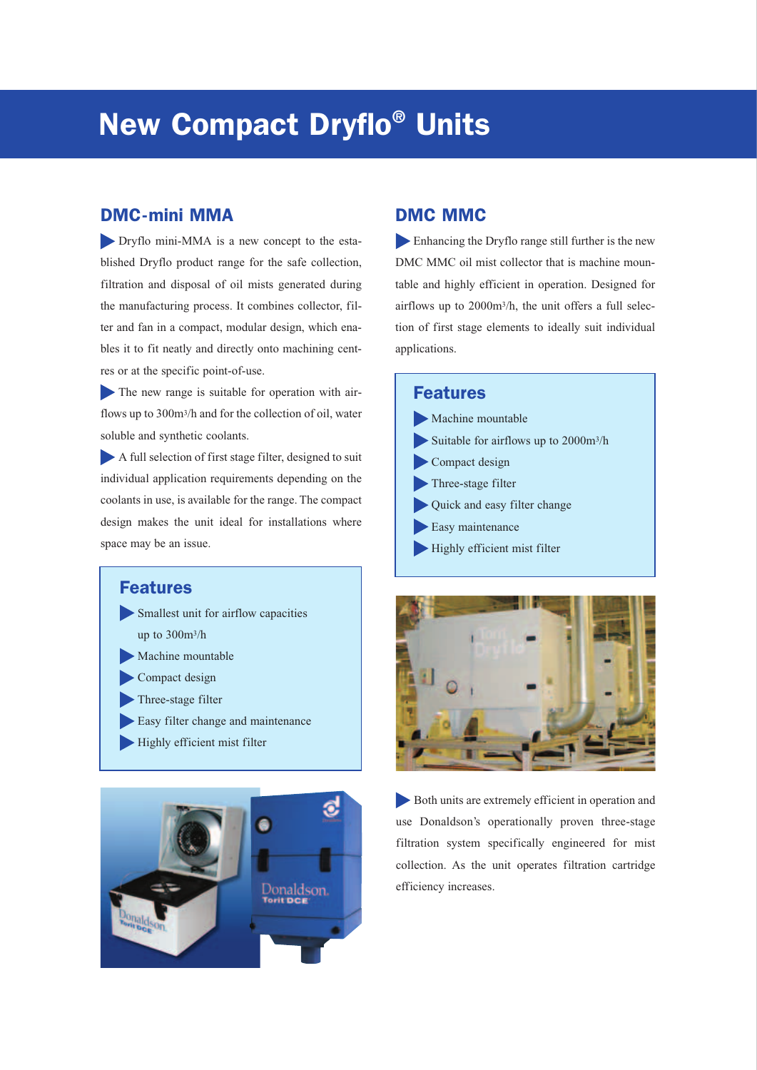# New Compact Dryflo® Units

## DMC-mini MMA

Dryflo mini-MMA is a new concept to the established Dryflo product range for the safe collection, filtration and disposal of oil mists generated during the manufacturing process. It combines collector, filter and fan in a compact, modular design, which enables it to fit neatly and directly onto machining centres or at the specific point-of-use.

The new range is suitable for operation with airflows up to 300m$^3$/h and for the collection of oil, water soluble and synthetic coolants.

A full selection of first stage filter, designed to suit individual application requirements depending on the coolants in use, is available for the range. The compact design makes the unit ideal for installations where space may be an issue.

### Features

- Smallest unit for airflow capacities up to 300m$^3$/h
- Machine mountable
- Compact design
- Three-stage filter
- Easy filter change and maintenance
- Highly efficient mist filter

## DMC MMC

Enhancing the Dryflo range still further is the new DMC MMC oil mist collector that is machine mountable and highly efficient in operation. Designed for airflows up to 2000m$^3$/h, the unit offers a full selection of first stage elements to ideally suit individual applications.

### Features

- Machine mountable
- Suitable for airflows up to 2000m$^3$/h
- Compact design
- Three-stage filter
- Quick and easy filter change
- Easy maintenance
- Highly efficient mist filter

Both units are extremely efficient in operation and use Donaldson's operationally proven three-stage filtration system specifically engineered for mist collection. As the unit operates filtration cartridge efficiency increases.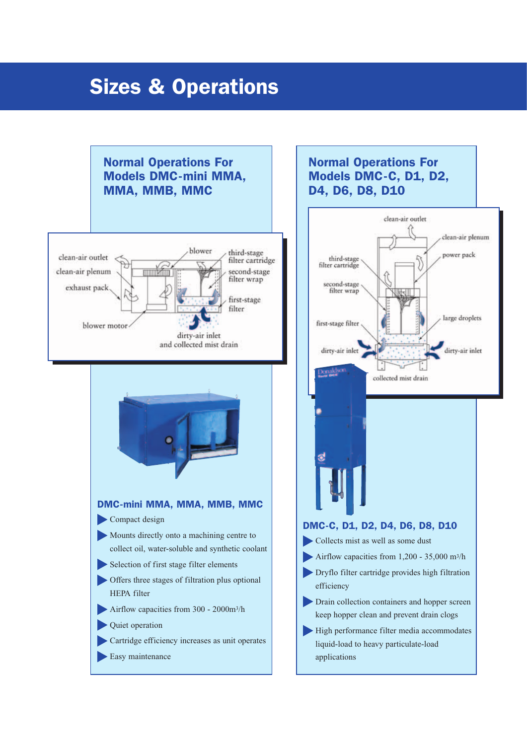# Sizes & Operations

## Normal Operations For Models DMC-mini MMA, MMA, MMB, MMC

clean-air outlet
clean-air plenum
exhaust pack
blower motor
blower
third-stage filter cartridge
second-stage filter wrap
first-stage filter
dirty-air inlet and collected mist drain

### DMC-mini MMA, MMA, MMB, MMC

- Compact design
- Mounts directly onto a machining centre to collect oil, water-soluble and synthetic coolant
- Selection of first stage filter elements
- Offers three stages of filtration plus optional HEPA filter
- Airflow capacities from 300 - 2000m³/h
- Quiet operation
- Cartridge efficiency increases as unit operates
- Easy maintenance

## Normal Operations For Models DMC-C, D1, D2, D4, D6, D8, D10

clean-air outlet
clean-air plenum
power pack
third-stage filter cartridge
second-stage filter wrap
first-stage filter
large droplets
dirty-air inlet
dirty-air inlet
collected mist drain

### DMC-C, D1, D2, D4, D6, D8, D10

- Collects mist as well as some dust
- Airflow capacities from 1,200 - 35,000 m³/h
- Dryflo filter cartridge provides high filtration efficiency
- Drain collection containers and hopper screen keep hopper clean and prevent drain clogs
- High performance filter media accommodates liquid-load to heavy particulate-load applications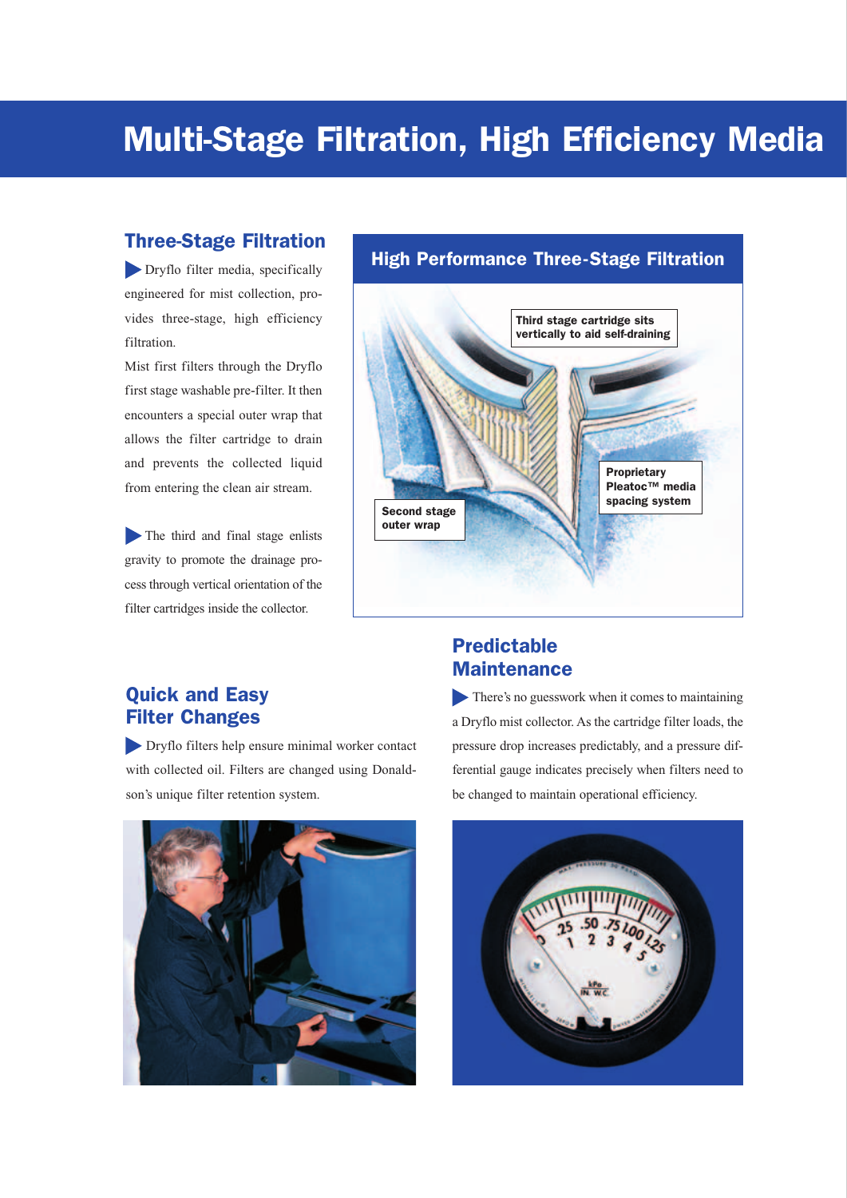# Multi-Stage Filtration, High Efficiency Media

## Three-Stage Filtration

Dryflo filter media, specifically engineered for mist collection, provides three-stage, high efficiency filtration.

Mist first filters through the Dryflo first stage washable pre-filter. It then encounters a special outer wrap that allows the filter cartridge to drain and prevents the collected liquid from entering the clean air stream.

The third and final stage enlists gravity to promote the drainage process through vertical orientation of the filter cartridges inside the collector.

## High Performance Three-Stage Filtration

Third stage cartridge sits vertically to aid self-draining

Proprietary Pleatoc™ media spacing system

Second stage outer wrap

## Quick and Easy Filter Changes

Dryflo filters help ensure minimal worker contact with collected oil. Filters are changed using Donaldson's unique filter retention system.

## Predictable Maintenance

There's no guesswork when it comes to maintaining a Dryflo mist collector. As the cartridge filter loads, the pressure drop increases predictably, and a pressure differential gauge indicates precisely when filters need to be changed to maintain operational efficiency.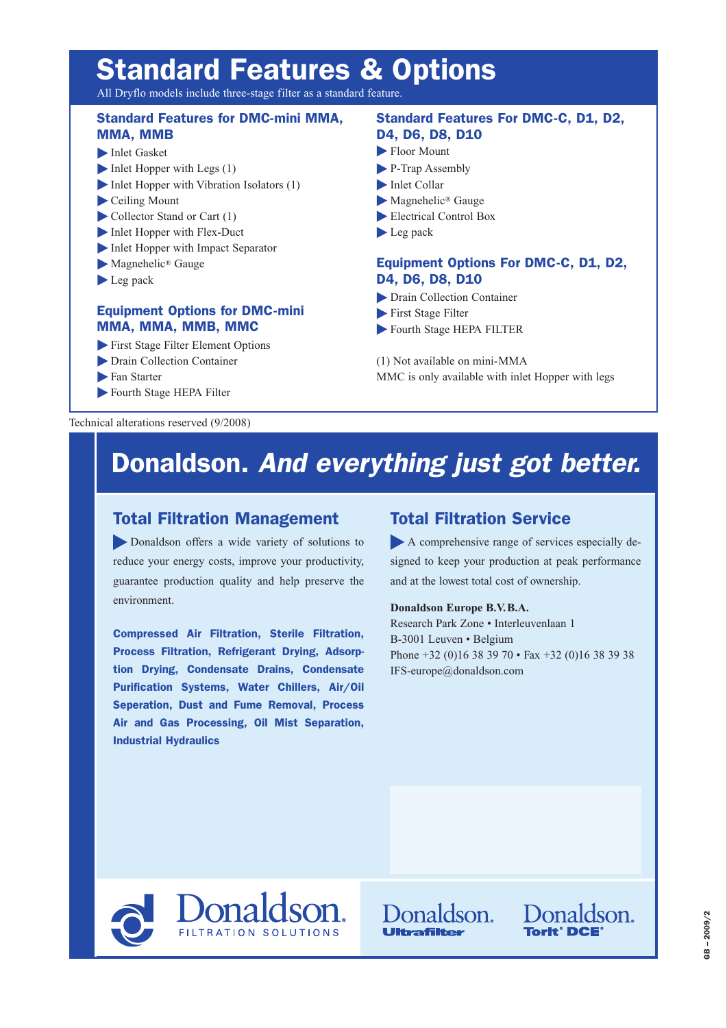# Standard Features & Options

All Dryflo models include three-stage filter as a standard feature.

### Standard Features for DMC-mini MMA, MMA, MMB

- Inlet Gasket
- Inlet Hopper with Legs (1)
- Inlet Hopper with Vibration Isolators (1)
- Ceiling Mount
- Collector Stand or Cart (1)
- Inlet Hopper with Flex-Duct
- Inlet Hopper with Impact Separator
- Magnehelic® Gauge
- Leg pack

### Equipment Options for DMC-mini MMA, MMA, MMB, MMC

- First Stage Filter Element Options
- Drain Collection Container
- Fan Starter
- Fourth Stage HEPA Filter

### Standard Features For DMC-C, D1, D2, D4, D6, D8, D10

- Floor Mount
- P-Trap Assembly
- Inlet Collar
- Magnehelic® Gauge
- Electrical Control Box
- Leg pack

### Equipment Options For DMC-C, D1, D2, D4, D6, D8, D10

- Drain Collection Container
- First Stage Filter
- Fourth Stage HEPA FILTER

(1) Not available on mini-MMA
MMC is only available with inlet Hopper with legs

Technical alterations reserved (9/2008)

# Donaldson. *And everything just got better.*

## Total Filtration Management

Donaldson offers a wide variety of solutions to reduce your energy costs, improve your productivity, guarantee production quality and help preserve the environment.

**Compressed Air Filtration, Sterile Filtration, Process Filtration, Refrigerant Drying, Adsorption Drying, Condensate Drains, Condensate Purification Systems, Water Chillers, Air/Oil Seperation, Dust and Fume Removal, Process Air and Gas Processing, Oil Mist Separation, Industrial Hydraulics**

## Total Filtration Service

A comprehensive range of services especially designed to keep your production at peak performance and at the lowest total cost of ownership.

**Donaldson Europe B.V.B.A.**
Research Park Zone • Interleuvenlaan 1
B-3001 Leuven • Belgium
Phone +32 (0)16 38 39 70 • Fax +32 (0)16 38 39 38
IFS-europe@donaldson.com

Donaldson. FILTRATION SOLUTIONS

Donaldson. Ultrafilter

Donaldson. Torit® DCE®

GB – 2009/2